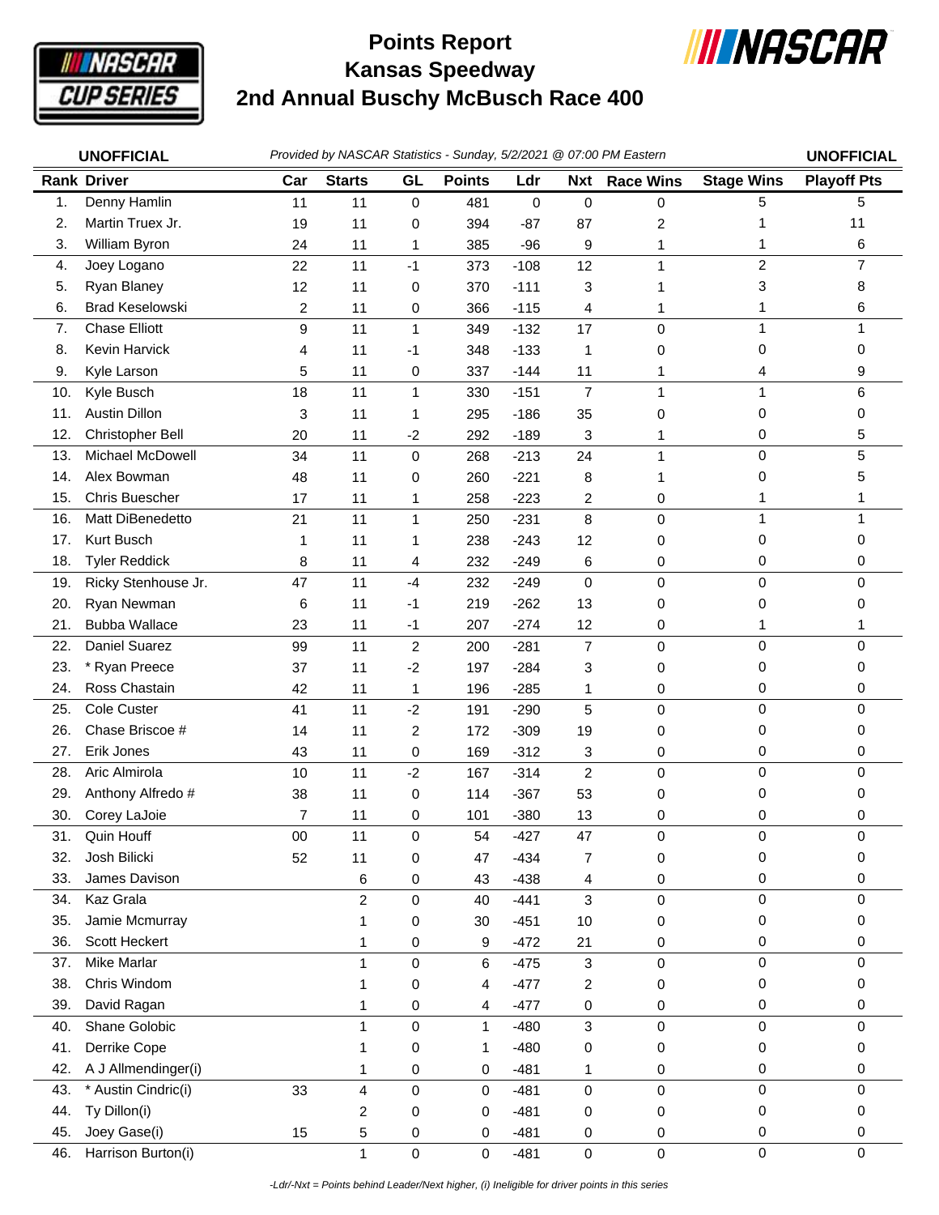# Points Report
# Kansas Speedway
# 2nd Annual Buschy McBusch Race 400

**UNOFFICIAL** *Provided by NASCAR Statistics - Sunday, 5/2/2021 @ 07:00 PM Eastern* **UNOFFICIAL**

| Rank | Driver | Car | Starts | GL | Points | Ldr | Nxt | Race Wins | Stage Wins | Playoff Pts |
|---|---|---|---|---|---|---|---|---|---|---|
| 1. | Denny Hamlin | 11 | 11 | 0 | 481 | 0 | 0 | 0 | 5 | 5 |
| 2. | Martin Truex Jr. | 19 | 11 | 0 | 394 | -87 | 87 | 2 | 1 | 11 |
| 3. | William Byron | 24 | 11 | 1 | 385 | -96 | 9 | 1 | 1 | 6 |
| 4. | Joey Logano | 22 | 11 | -1 | 373 | -108 | 12 | 1 | 2 | 7 |
| 5. | Ryan Blaney | 12 | 11 | 0 | 370 | -111 | 3 | 1 | 3 | 8 |
| 6. | Brad Keselowski | 2 | 11 | 0 | 366 | -115 | 4 | 1 | 1 | 6 |
| 7. | Chase Elliott | 9 | 11 | 1 | 349 | -132 | 17 | 0 | 1 | 1 |
| 8. | Kevin Harvick | 4 | 11 | -1 | 348 | -133 | 1 | 0 | 0 | 0 |
| 9. | Kyle Larson | 5 | 11 | 0 | 337 | -144 | 11 | 1 | 4 | 9 |
| 10. | Kyle Busch | 18 | 11 | 1 | 330 | -151 | 7 | 1 | 1 | 6 |
| 11. | Austin Dillon | 3 | 11 | 1 | 295 | -186 | 35 | 0 | 0 | 0 |
| 12. | Christopher Bell | 20 | 11 | -2 | 292 | -189 | 3 | 1 | 0 | 5 |
| 13. | Michael McDowell | 34 | 11 | 0 | 268 | -213 | 24 | 1 | 0 | 5 |
| 14. | Alex Bowman | 48 | 11 | 0 | 260 | -221 | 8 | 1 | 0 | 5 |
| 15. | Chris Buescher | 17 | 11 | 1 | 258 | -223 | 2 | 0 | 1 | 1 |
| 16. | Matt DiBenedetto | 21 | 11 | 1 | 250 | -231 | 8 | 0 | 1 | 1 |
| 17. | Kurt Busch | 1 | 11 | 1 | 238 | -243 | 12 | 0 | 0 | 0 |
| 18. | Tyler Reddick | 8 | 11 | 4 | 232 | -249 | 6 | 0 | 0 | 0 |
| 19. | Ricky Stenhouse Jr. | 47 | 11 | -4 | 232 | -249 | 0 | 0 | 0 | 0 |
| 20. | Ryan Newman | 6 | 11 | -1 | 219 | -262 | 13 | 0 | 0 | 0 |
| 21. | Bubba Wallace | 23 | 11 | -1 | 207 | -274 | 12 | 0 | 1 | 1 |
| 22. | Daniel Suarez | 99 | 11 | 2 | 200 | -281 | 7 | 0 | 0 | 0 |
| 23. | * Ryan Preece | 37 | 11 | -2 | 197 | -284 | 3 | 0 | 0 | 0 |
| 24. | Ross Chastain | 42 | 11 | 1 | 196 | -285 | 1 | 0 | 0 | 0 |
| 25. | Cole Custer | 41 | 11 | -2 | 191 | -290 | 5 | 0 | 0 | 0 |
| 26. | Chase Briscoe # | 14 | 11 | 2 | 172 | -309 | 19 | 0 | 0 | 0 |
| 27. | Erik Jones | 43 | 11 | 0 | 169 | -312 | 3 | 0 | 0 | 0 |
| 28. | Aric Almirola | 10 | 11 | -2 | 167 | -314 | 2 | 0 | 0 | 0 |
| 29. | Anthony Alfredo # | 38 | 11 | 0 | 114 | -367 | 53 | 0 | 0 | 0 |
| 30. | Corey LaJoie | 7 | 11 | 0 | 101 | -380 | 13 | 0 | 0 | 0 |
| 31. | Quin Houff | 00 | 11 | 0 | 54 | -427 | 47 | 0 | 0 | 0 |
| 32. | Josh Bilicki | 52 | 11 | 0 | 47 | -434 | 7 | 0 | 0 | 0 |
| 33. | James Davison | | 6 | 0 | 43 | -438 | 4 | 0 | 0 | 0 |
| 34. | Kaz Grala | | 2 | 0 | 40 | -441 | 3 | 0 | 0 | 0 |
| 35. | Jamie Mcmurray | | 1 | 0 | 30 | -451 | 10 | 0 | 0 | 0 |
| 36. | Scott Heckert | | 1 | 0 | 9 | -472 | 21 | 0 | 0 | 0 |
| 37. | Mike Marlar | | 1 | 0 | 6 | -475 | 3 | 0 | 0 | 0 |
| 38. | Chris Windom | | 1 | 0 | 4 | -477 | 2 | 0 | 0 | 0 |
| 39. | David Ragan | | 1 | 0 | 4 | -477 | 0 | 0 | 0 | 0 |
| 40. | Shane Golobic | | 1 | 0 | 1 | -480 | 3 | 0 | 0 | 0 |
| 41. | Derrike Cope | | 1 | 0 | 1 | -480 | 0 | 0 | 0 | 0 |
| 42. | A J Allmendinger(i) | | 1 | 0 | 0 | -481 | 1 | 0 | 0 | 0 |
| 43. | * Austin Cindric(i) | 33 | 4 | 0 | 0 | -481 | 0 | 0 | 0 | 0 |
| 44. | Ty Dillon(i) | | 2 | 0 | 0 | -481 | 0 | 0 | 0 | 0 |
| 45. | Joey Gase(i) | 15 | 5 | 0 | 0 | -481 | 0 | 0 | 0 | 0 |
| 46. | Harrison Burton(i) | | 1 | 0 | 0 | -481 | 0 | 0 | 0 | 0 |

*-Ldr/-Nxt = Points behind Leader/Next higher, (i) Ineligible for driver points in this series*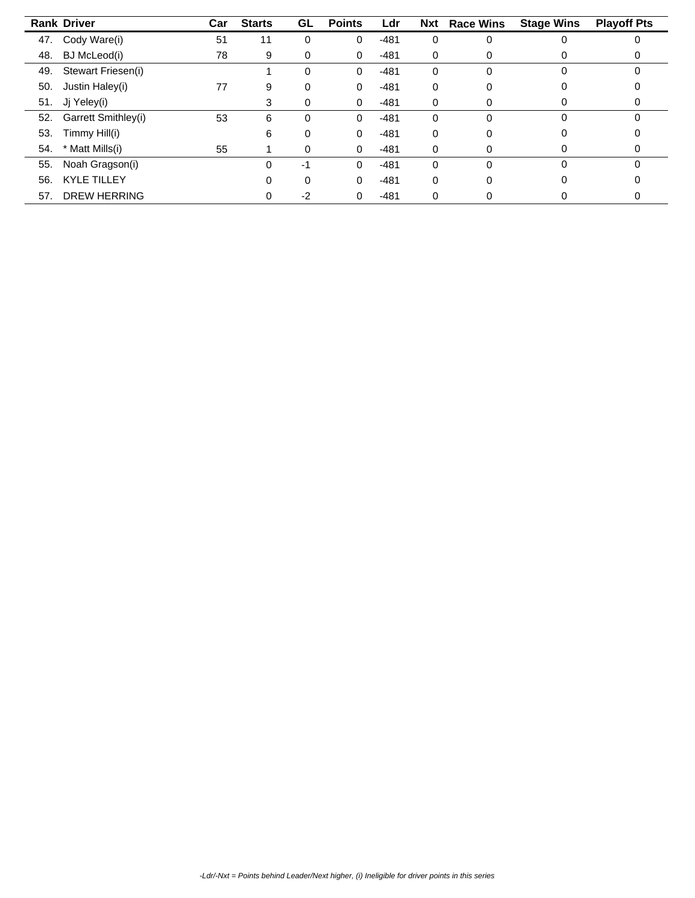| Rank | Driver | Car | Starts | GL | Points | Ldr | Nxt | Race Wins | Stage Wins | Playoff Pts |
|---|---|---|---|---|---|---|---|---|---|---|
| 47. | Cody Ware(i) | 51 | 11 | 0 | 0 | -481 | 0 | 0 | 0 | 0 |
| 48. | BJ McLeod(i) | 78 | 9 | 0 | 0 | -481 | 0 | 0 | 0 | 0 |
| 49. | Stewart Friesen(i) | | 1 | 0 | 0 | -481 | 0 | 0 | 0 | 0 |
| 50. | Justin Haley(i) | 77 | 9 | 0 | 0 | -481 | 0 | 0 | 0 | 0 |
| 51. | Jj Yeley(i) | | 3 | 0 | 0 | -481 | 0 | 0 | 0 | 0 |
| 52. | Garrett Smithley(i) | 53 | 6 | 0 | 0 | -481 | 0 | 0 | 0 | 0 |
| 53. | Timmy Hill(i) | | 6 | 0 | 0 | -481 | 0 | 0 | 0 | 0 |
| 54. | * Matt Mills(i) | 55 | 1 | 0 | 0 | -481 | 0 | 0 | 0 | 0 |
| 55. | Noah Gragson(i) | | 0 | -1 | 0 | -481 | 0 | 0 | 0 | 0 |
| 56. | KYLE TILLEY | | 0 | 0 | 0 | -481 | 0 | 0 | 0 | 0 |
| 57. | DREW HERRING | | 0 | -2 | 0 | -481 | 0 | 0 | 0 | 0 |

*-Ldr/-Nxt = Points behind Leader/Next higher, (i) Ineligible for driver points in this series*